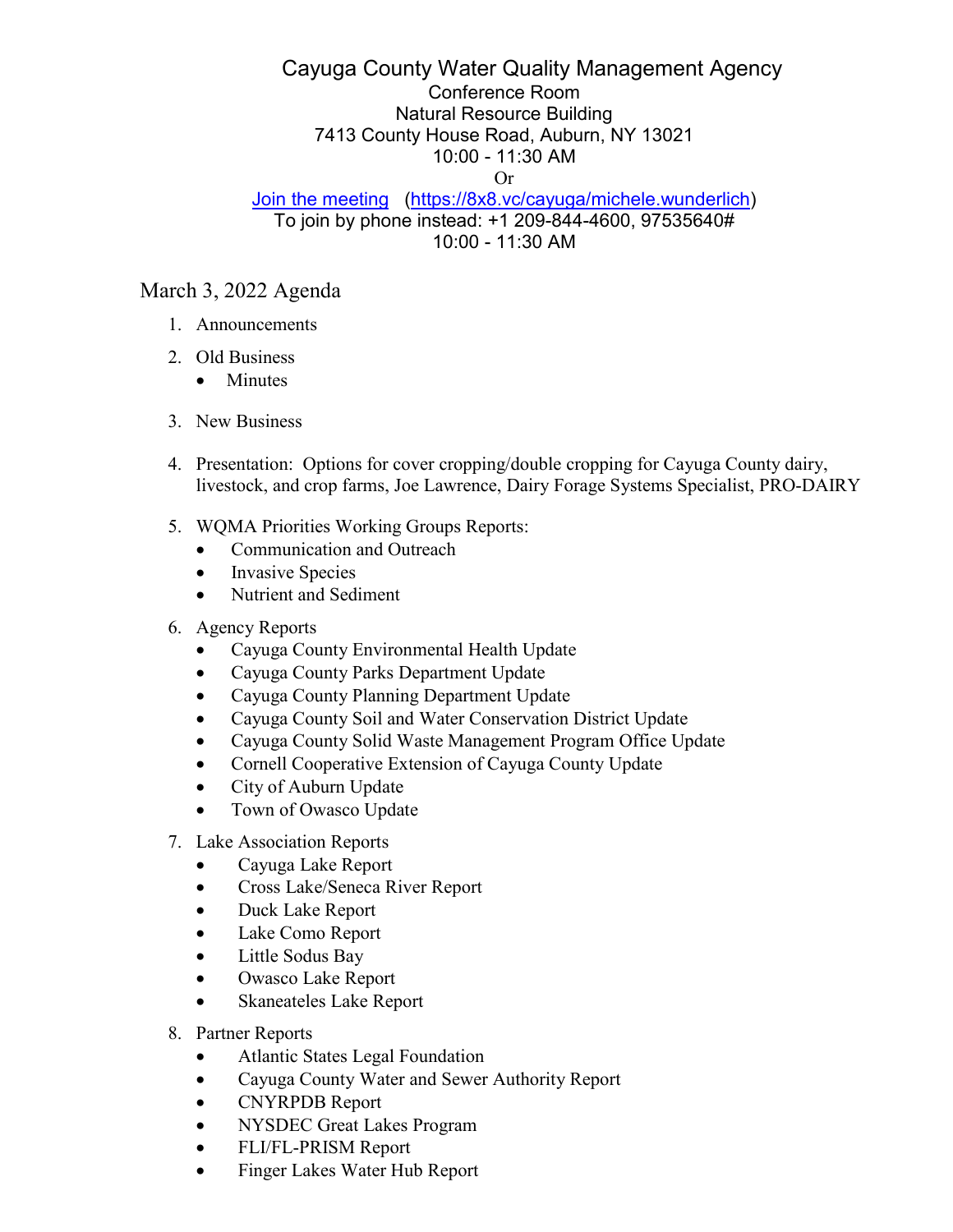# Cayuga County Water Quality Management Agency

Conference Room
Natural Resource Building
7413 County House Road, Auburn, NY 13021
10:00 - 11:30 AM
Or
[Join the meeting](https://8x8.vc/cayuga/michele.wunderlich) (https://8x8.vc/cayuga/michele.wunderlich)
To join by phone instead: +1 209-844-4600, 97535640#
10:00 - 11:30 AM

## March 3, 2022 Agenda

1. Announcements
2. Old Business
   - Minutes
3. New Business
4. Presentation: Options for cover cropping/double cropping for Cayuga County dairy, livestock, and crop farms, Joe Lawrence, Dairy Forage Systems Specialist, PRO-DAIRY
5. WQMA Priorities Working Groups Reports:
   - Communication and Outreach
   - Invasive Species
   - Nutrient and Sediment
6. Agency Reports
   - Cayuga County Environmental Health Update
   - Cayuga County Parks Department Update
   - Cayuga County Planning Department Update
   - Cayuga County Soil and Water Conservation District Update
   - Cayuga County Solid Waste Management Program Office Update
   - Cornell Cooperative Extension of Cayuga County Update
   - City of Auburn Update
   - Town of Owasco Update
7. Lake Association Reports
   - Cayuga Lake Report
   - Cross Lake/Seneca River Report
   - Duck Lake Report
   - Lake Como Report
   - Little Sodus Bay
   - Owasco Lake Report
   - Skaneateles Lake Report
8. Partner Reports
   - Atlantic States Legal Foundation
   - Cayuga County Water and Sewer Authority Report
   - CNYRPDB Report
   - NYSDEC Great Lakes Program
   - FLI/FL-PRISM Report
   - Finger Lakes Water Hub Report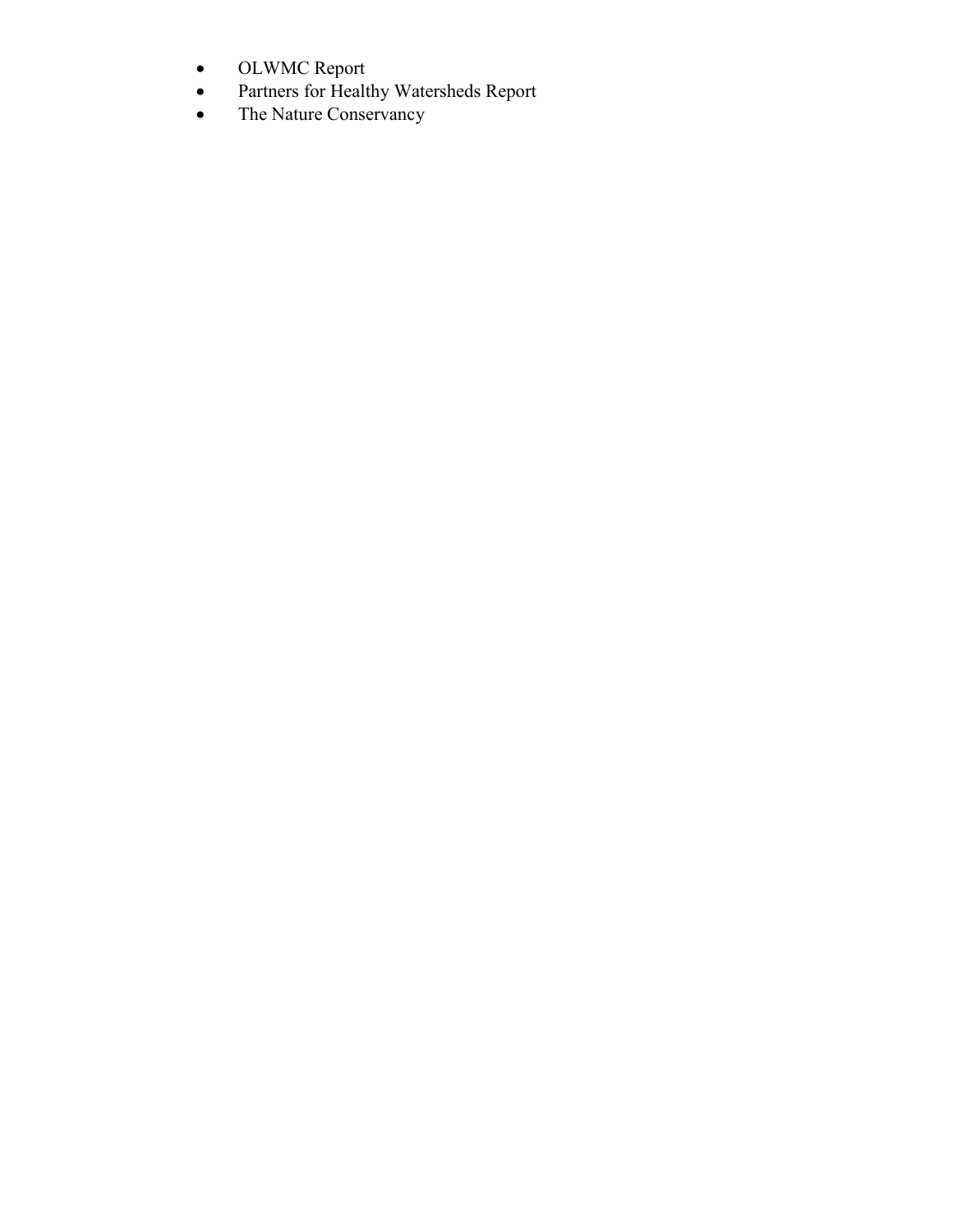- OLWMC Report
- Partners for Healthy Watersheds Report
- The Nature Conservancy